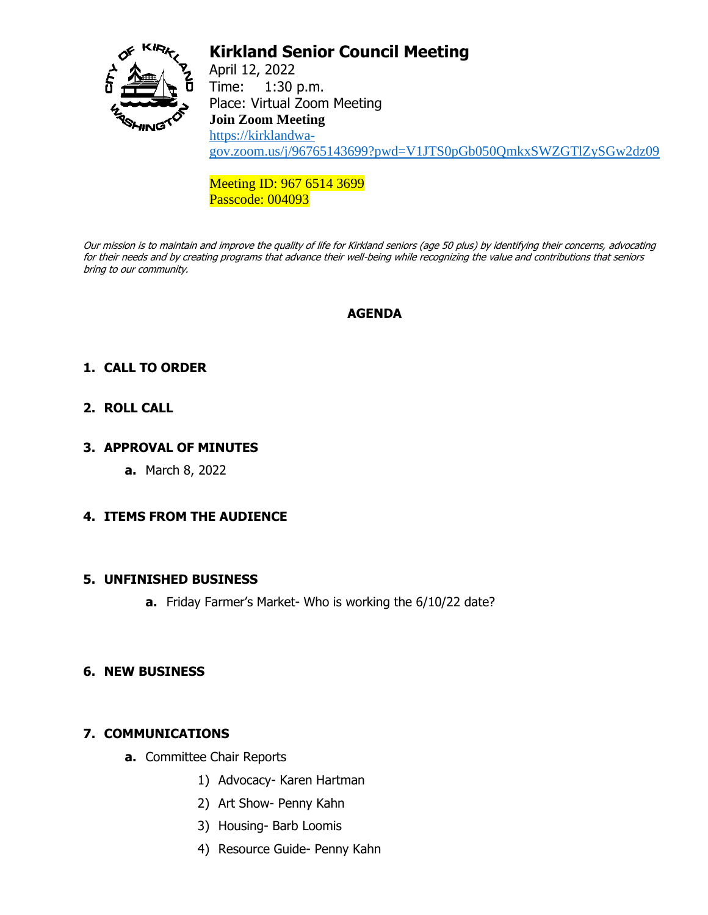# Kirkland Senior Council Meeting

April 12, 2022
Time: 1:30 p.m.
Place: Virtual Zoom Meeting
**Join Zoom Meeting**
https://kirklandwa-gov.zoom.us/j/96765143699?pwd=V1JTS0pGb050QmkxSWZGTlZySGw2dz09

Meeting ID: 967 6514 3699
Passcode: 004093

*Our mission is to maintain and improve the quality of life for Kirkland seniors (age 50 plus) by identifying their concerns, advocating for their needs and by creating programs that advance their well-being while recognizing the value and contributions that seniors bring to our community.*

## AGENDA

1. **CALL TO ORDER**

2. **ROLL CALL**

3. **APPROVAL OF MINUTES**
   - **a.** March 8, 2022

4. **ITEMS FROM THE AUDIENCE**

5. **UNFINISHED BUSINESS**
   - **a.** Friday Farmer's Market- Who is working the 6/10/22 date?

6. **NEW BUSINESS**

7. **COMMUNICATIONS**
   - **a.** Committee Chair Reports
     1) Advocacy- Karen Hartman
     2) Art Show- Penny Kahn
     3) Housing- Barb Loomis
     4) Resource Guide- Penny Kahn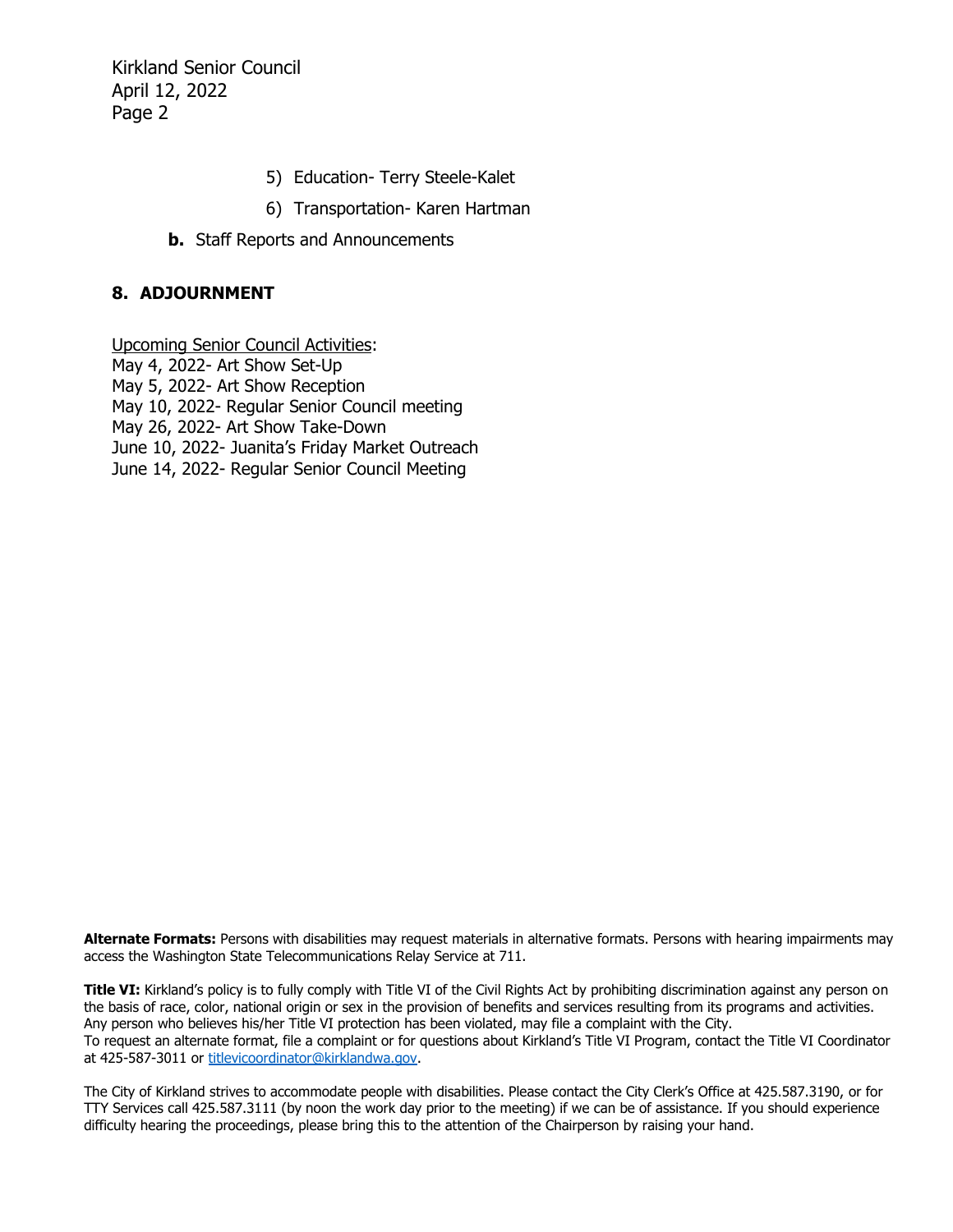5) Education- Terry Steele-Kalet

6) Transportation- Karen Hartman

**b.** Staff Reports and Announcements

## 8. ADJOURNMENT

Upcoming Senior Council Activities:
May 4, 2022- Art Show Set-Up
May 5, 2022- Art Show Reception
May 10, 2022- Regular Senior Council meeting
May 26, 2022- Art Show Take-Down
June 10, 2022- Juanita's Friday Market Outreach
June 14, 2022- Regular Senior Council Meeting

**Alternate Formats:** Persons with disabilities may request materials in alternative formats. Persons with hearing impairments may access the Washington State Telecommunications Relay Service at 711.

**Title VI:** Kirkland's policy is to fully comply with Title VI of the Civil Rights Act by prohibiting discrimination against any person on the basis of race, color, national origin or sex in the provision of benefits and services resulting from its programs and activities. Any person who believes his/her Title VI protection has been violated, may file a complaint with the City.
To request an alternate format, file a complaint or for questions about Kirkland's Title VI Program, contact the Title VI Coordinator at 425-587-3011 or titlevicoordinator@kirklandwa.gov.

The City of Kirkland strives to accommodate people with disabilities. Please contact the City Clerk's Office at 425.587.3190, or for TTY Services call 425.587.3111 (by noon the work day prior to the meeting) if we can be of assistance. If you should experience difficulty hearing the proceedings, please bring this to the attention of the Chairperson by raising your hand.